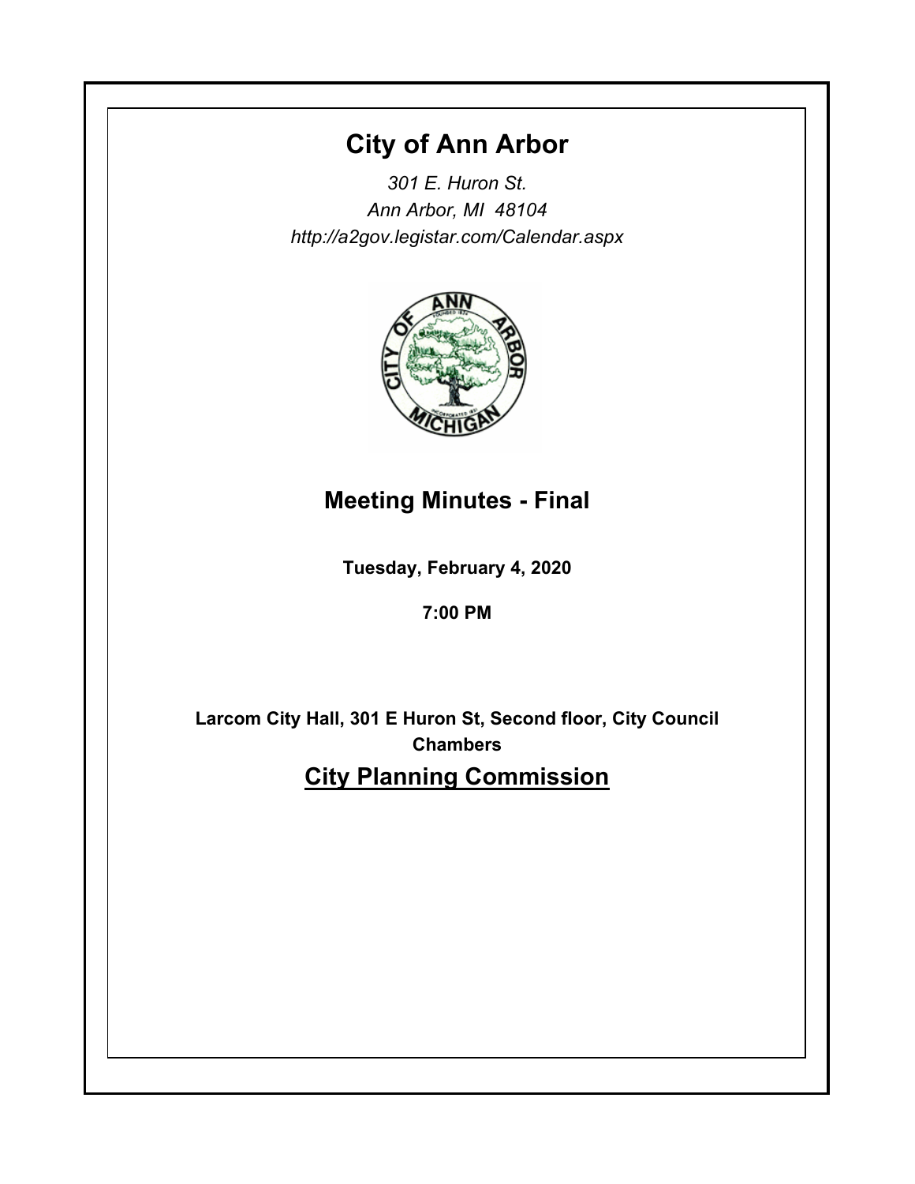# City of Ann Arbor

*301 E. Huron St.*
*Ann Arbor, MI 48104*
*http://a2gov.legistar.com/Calendar.aspx*

## Meeting Minutes - Final

**Tuesday, February 4, 2020**

**7:00 PM**

**Larcom City Hall, 301 E Huron St, Second floor, City Council Chambers**

## City Planning Commission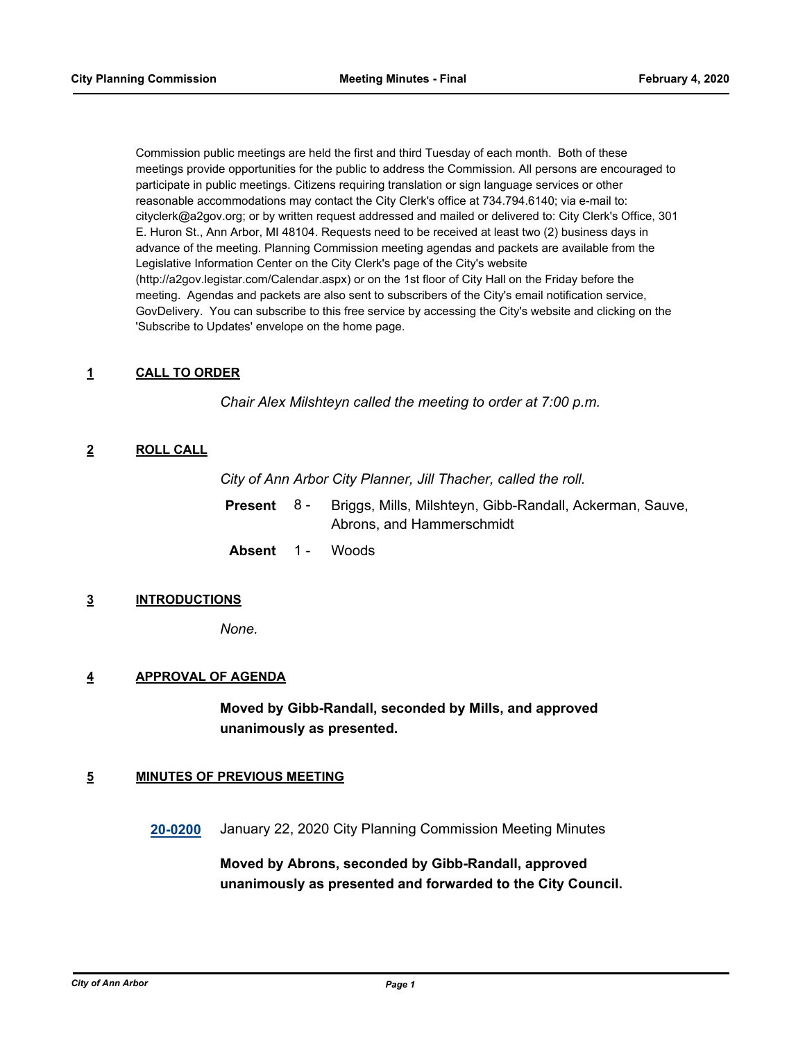Commission public meetings are held the first and third Tuesday of each month. Both of these meetings provide opportunities for the public to address the Commission. All persons are encouraged to participate in public meetings. Citizens requiring translation or sign language services or other reasonable accommodations may contact the City Clerk's office at 734.794.6140; via e-mail to: cityclerk@a2gov.org; or by written request addressed and mailed or delivered to: City Clerk's Office, 301 E. Huron St., Ann Arbor, MI 48104. Requests need to be received at least two (2) business days in advance of the meeting. Planning Commission meeting agendas and packets are available from the Legislative Information Center on the City Clerk's page of the City's website (http://a2gov.legistar.com/Calendar.aspx) or on the 1st floor of City Hall on the Friday before the meeting. Agendas and packets are also sent to subscribers of the City's email notification service, GovDelivery. You can subscribe to this free service by accessing the City's website and clicking on the 'Subscribe to Updates' envelope on the home page.

## 1 CALL TO ORDER

*Chair Alex Milshteyn called the meeting to order at 7:00 p.m.*

## 2 ROLL CALL

*City of Ann Arbor City Planner, Jill Thacher, called the roll.*

**Present** 8 - Briggs, Mills, Milshteyn, Gibb-Randall, Ackerman, Sauve, Abrons, and Hammerschmidt

**Absent** 1 - Woods

## 3 INTRODUCTIONS

*None.*

## 4 APPROVAL OF AGENDA

**Moved by Gibb-Randall, seconded by Mills, and approved unanimously as presented.**

## 5 MINUTES OF PREVIOUS MEETING

**20-0200** January 22, 2020 City Planning Commission Meeting Minutes

**Moved by Abrons, seconded by Gibb-Randall, approved unanimously as presented and forwarded to the City Council.**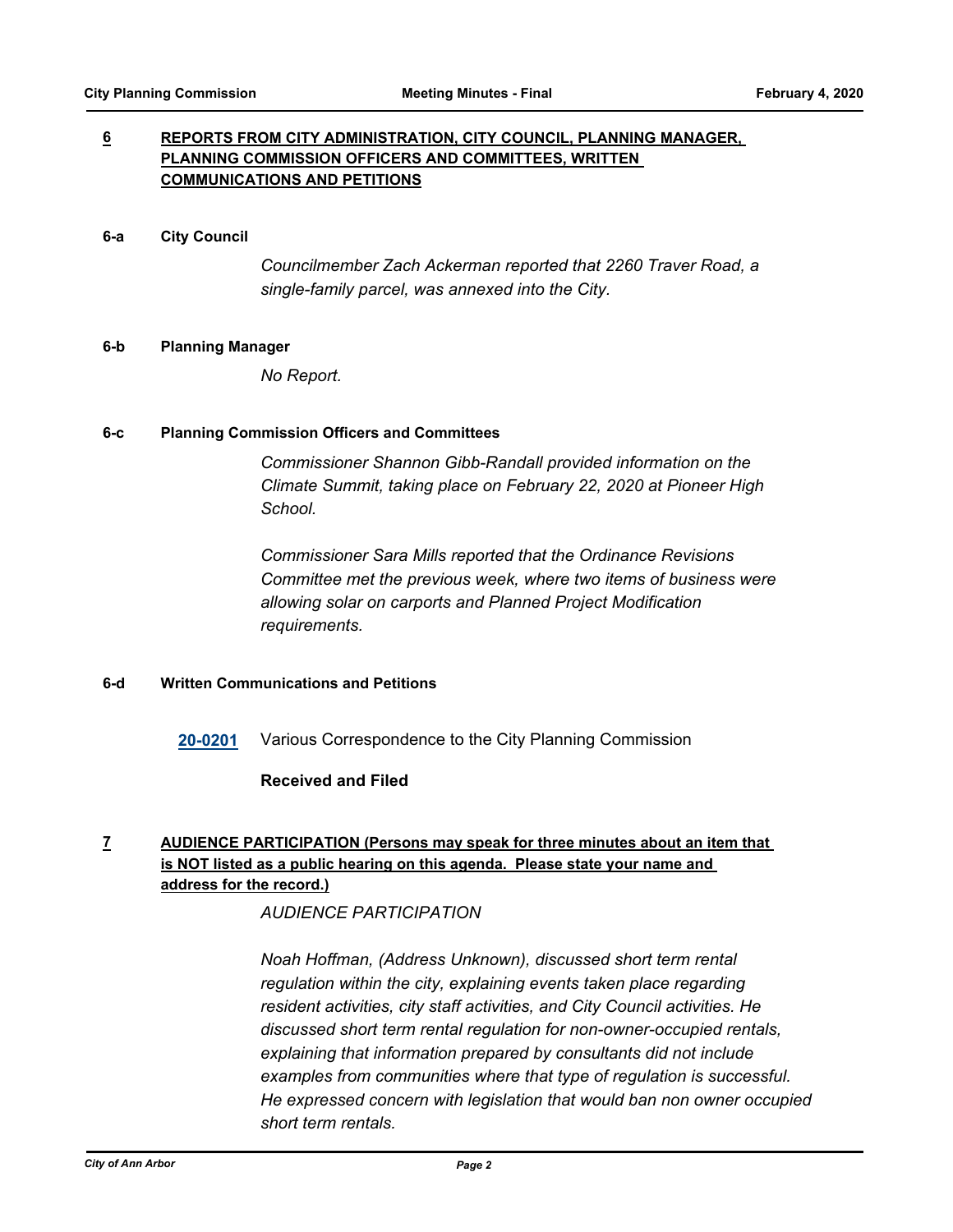## 6 REPORTS FROM CITY ADMINISTRATION, CITY COUNCIL, PLANNING MANAGER, PLANNING COMMISSION OFFICERS AND COMMITTEES, WRITTEN COMMUNICATIONS AND PETITIONS

### 6-a City Council

*Councilmember Zach Ackerman reported that 2260 Traver Road, a single-family parcel, was annexed into the City.*

### 6-b Planning Manager

*No Report.*

### 6-c Planning Commission Officers and Committees

*Commissioner Shannon Gibb-Randall provided information on the Climate Summit, taking place on February 22, 2020 at Pioneer High School.*

*Commissioner Sara Mills reported that the Ordinance Revisions Committee met the previous week, where two items of business were allowing solar on carports and Planned Project Modification requirements.*

### 6-d Written Communications and Petitions

**20-0201** Various Correspondence to the City Planning Commission

**Received and Filed**

## 7 AUDIENCE PARTICIPATION (Persons may speak for three minutes about an item that is NOT listed as a public hearing on this agenda. Please state your name and address for the record.)

*AUDIENCE PARTICIPATION*

*Noah Hoffman, (Address Unknown), discussed short term rental regulation within the city, explaining events taken place regarding resident activities, city staff activities, and City Council activities. He discussed short term rental regulation for non-owner-occupied rentals, explaining that information prepared by consultants did not include examples from communities where that type of regulation is successful. He expressed concern with legislation that would ban non owner occupied short term rentals.*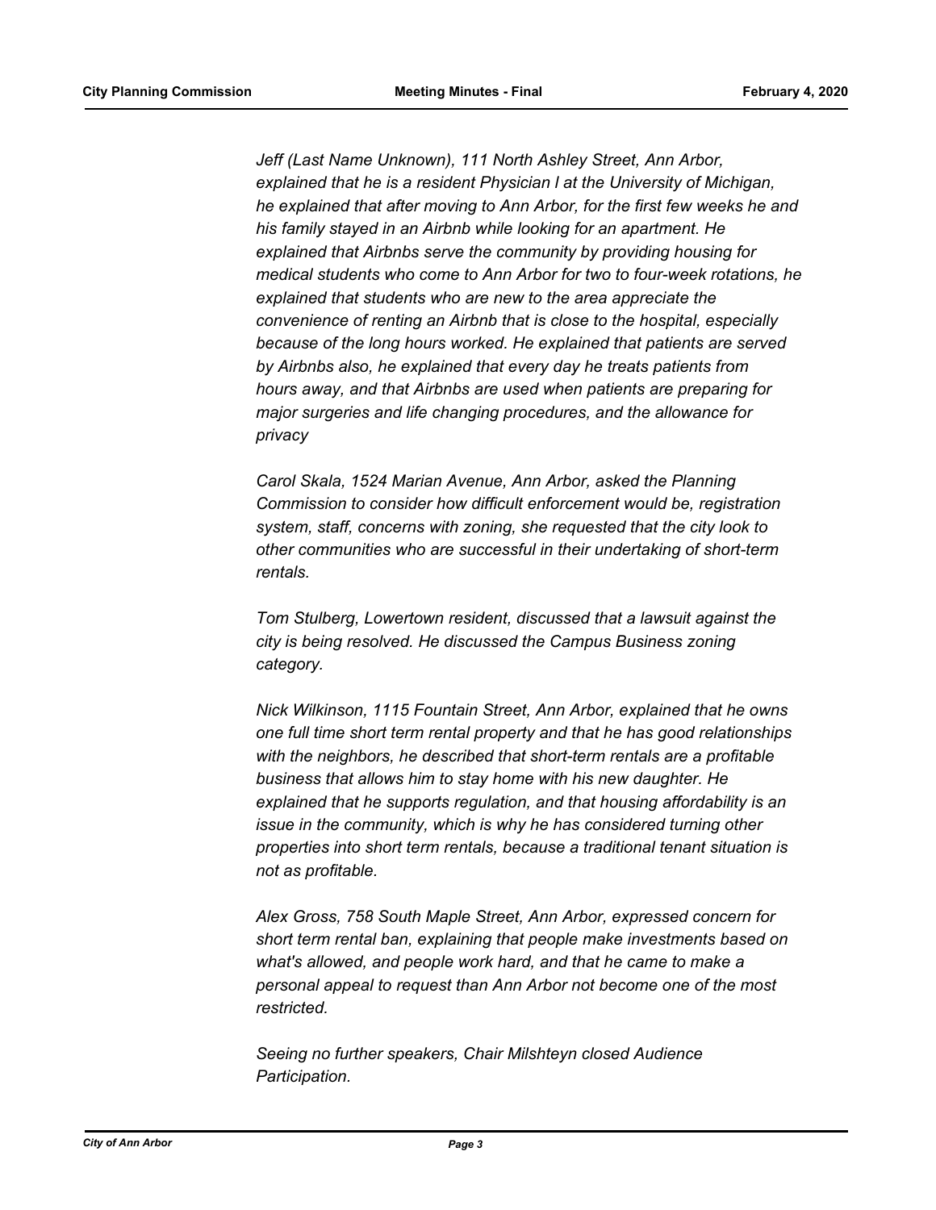*Jeff (Last Name Unknown), 111 North Ashley Street, Ann Arbor, explained that he is a resident Physician I at the University of Michigan, he explained that after moving to Ann Arbor, for the first few weeks he and his family stayed in an Airbnb while looking for an apartment. He explained that Airbnbs serve the community by providing housing for medical students who come to Ann Arbor for two to four-week rotations, he explained that students who are new to the area appreciate the convenience of renting an Airbnb that is close to the hospital, especially because of the long hours worked. He explained that patients are served by Airbnbs also, he explained that every day he treats patients from hours away, and that Airbnbs are used when patients are preparing for major surgeries and life changing procedures, and the allowance for privacy*

*Carol Skala, 1524 Marian Avenue, Ann Arbor, asked the Planning Commission to consider how difficult enforcement would be, registration system, staff, concerns with zoning, she requested that the city look to other communities who are successful in their undertaking of short-term rentals.*

*Tom Stulberg, Lowertown resident, discussed that a lawsuit against the city is being resolved. He discussed the Campus Business zoning category.*

*Nick Wilkinson, 1115 Fountain Street, Ann Arbor, explained that he owns one full time short term rental property and that he has good relationships with the neighbors, he described that short-term rentals are a profitable business that allows him to stay home with his new daughter. He explained that he supports regulation, and that housing affordability is an issue in the community, which is why he has considered turning other properties into short term rentals, because a traditional tenant situation is not as profitable.*

*Alex Gross, 758 South Maple Street, Ann Arbor, expressed concern for short term rental ban, explaining that people make investments based on what's allowed, and people work hard, and that he came to make a personal appeal to request than Ann Arbor not become one of the most restricted.*

*Seeing no further speakers, Chair Milshteyn closed Audience Participation.*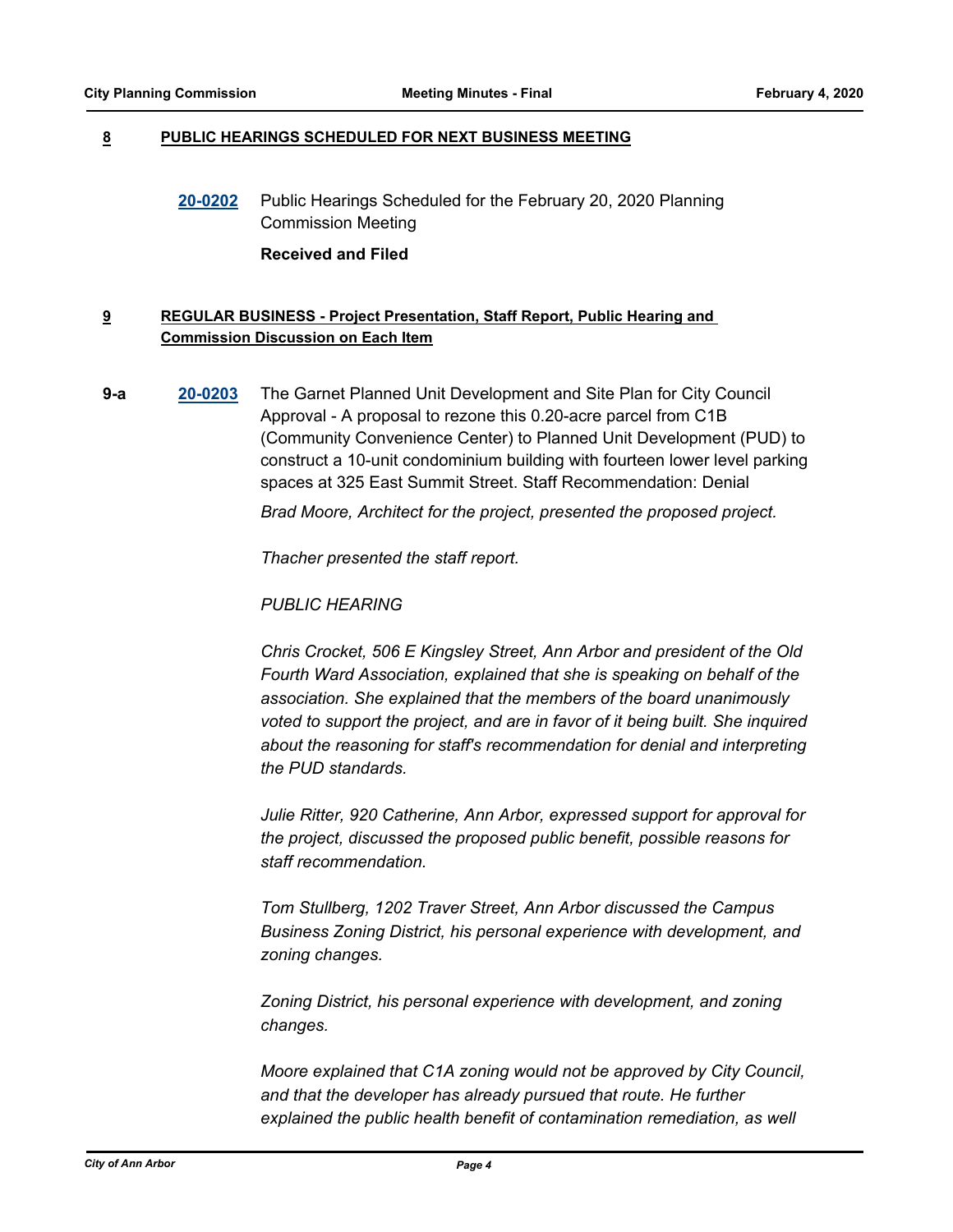## 8 PUBLIC HEARINGS SCHEDULED FOR NEXT BUSINESS MEETING

**20-0202** Public Hearings Scheduled for the February 20, 2020 Planning Commission Meeting

**Received and Filed**

## 9 REGULAR BUSINESS - Project Presentation, Staff Report, Public Hearing and Commission Discussion on Each Item

**9-a** **20-0203** The Garnet Planned Unit Development and Site Plan for City Council Approval - A proposal to rezone this 0.20-acre parcel from C1B (Community Convenience Center) to Planned Unit Development (PUD) to construct a 10-unit condominium building with fourteen lower level parking spaces at 325 East Summit Street. Staff Recommendation: Denial

*Brad Moore, Architect for the project, presented the proposed project.*

*Thacher presented the staff report.*

*PUBLIC HEARING*

*Chris Crocket, 506 E Kingsley Street, Ann Arbor and president of the Old Fourth Ward Association, explained that she is speaking on behalf of the association. She explained that the members of the board unanimously voted to support the project, and are in favor of it being built. She inquired about the reasoning for staff's recommendation for denial and interpreting the PUD standards.*

*Julie Ritter, 920 Catherine, Ann Arbor, expressed support for approval for the project, discussed the proposed public benefit, possible reasons for staff recommendation.*

*Tom Stullberg, 1202 Traver Street, Ann Arbor discussed the Campus Business Zoning District, his personal experience with development, and zoning changes.*

*Zoning District, his personal experience with development, and zoning changes.*

*Moore explained that C1A zoning would not be approved by City Council, and that the developer has already pursued that route. He further explained the public health benefit of contamination remediation, as well*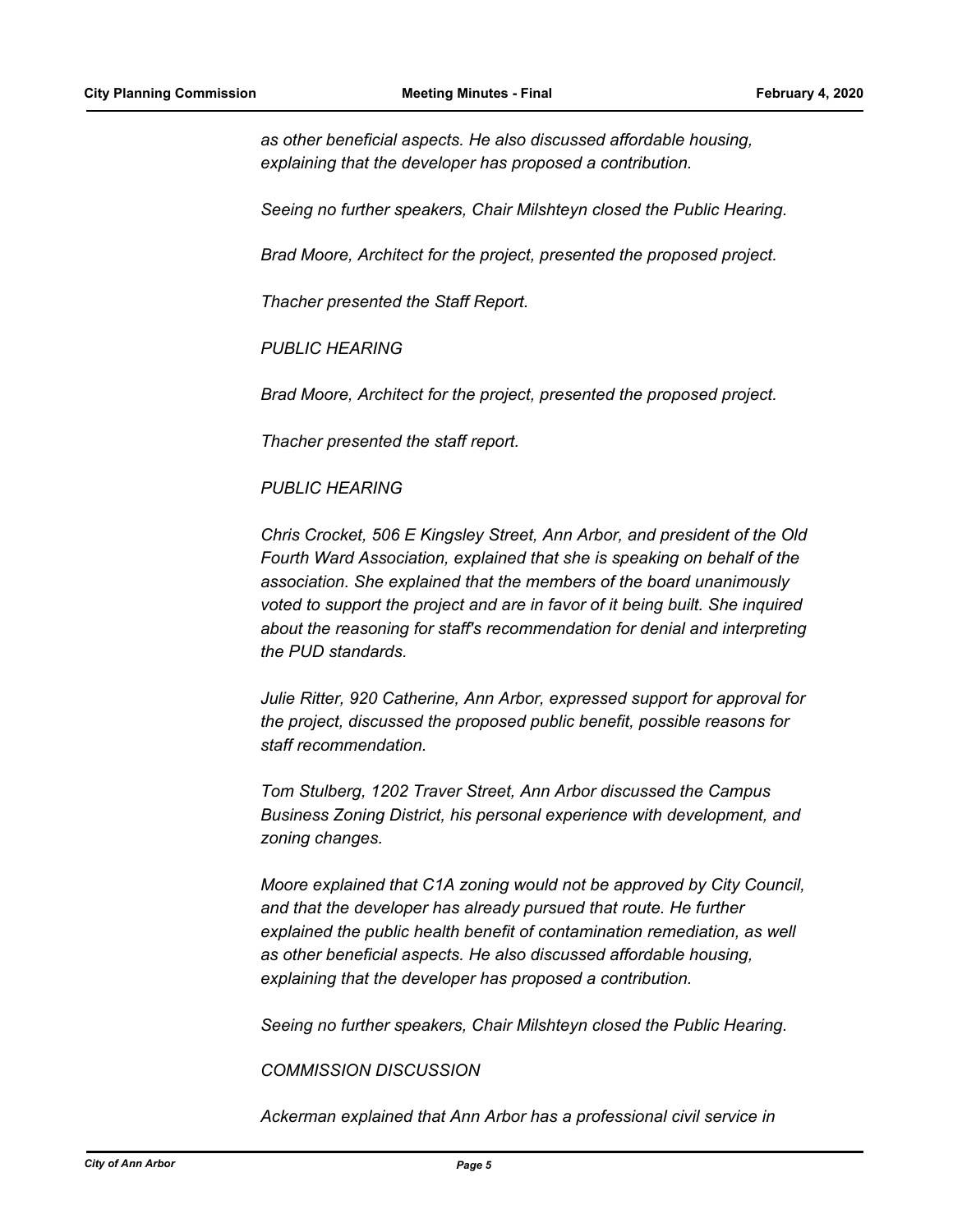*as other beneficial aspects. He also discussed affordable housing, explaining that the developer has proposed a contribution.*

*Seeing no further speakers, Chair Milshteyn closed the Public Hearing.*

*Brad Moore, Architect for the project, presented the proposed project.*

*Thacher presented the Staff Report.*

*PUBLIC HEARING*

*Brad Moore, Architect for the project, presented the proposed project.*

*Thacher presented the staff report.*

*PUBLIC HEARING*

*Chris Crocket, 506 E Kingsley Street, Ann Arbor, and president of the Old Fourth Ward Association, explained that she is speaking on behalf of the association. She explained that the members of the board unanimously voted to support the project and are in favor of it being built. She inquired about the reasoning for staff's recommendation for denial and interpreting the PUD standards.*

*Julie Ritter, 920 Catherine, Ann Arbor, expressed support for approval for the project, discussed the proposed public benefit, possible reasons for staff recommendation.*

*Tom Stulberg, 1202 Traver Street, Ann Arbor discussed the Campus Business Zoning District, his personal experience with development, and zoning changes.*

*Moore explained that C1A zoning would not be approved by City Council, and that the developer has already pursued that route. He further explained the public health benefit of contamination remediation, as well as other beneficial aspects. He also discussed affordable housing, explaining that the developer has proposed a contribution.*

*Seeing no further speakers, Chair Milshteyn closed the Public Hearing.*

*COMMISSION DISCUSSION*

*Ackerman explained that Ann Arbor has a professional civil service in*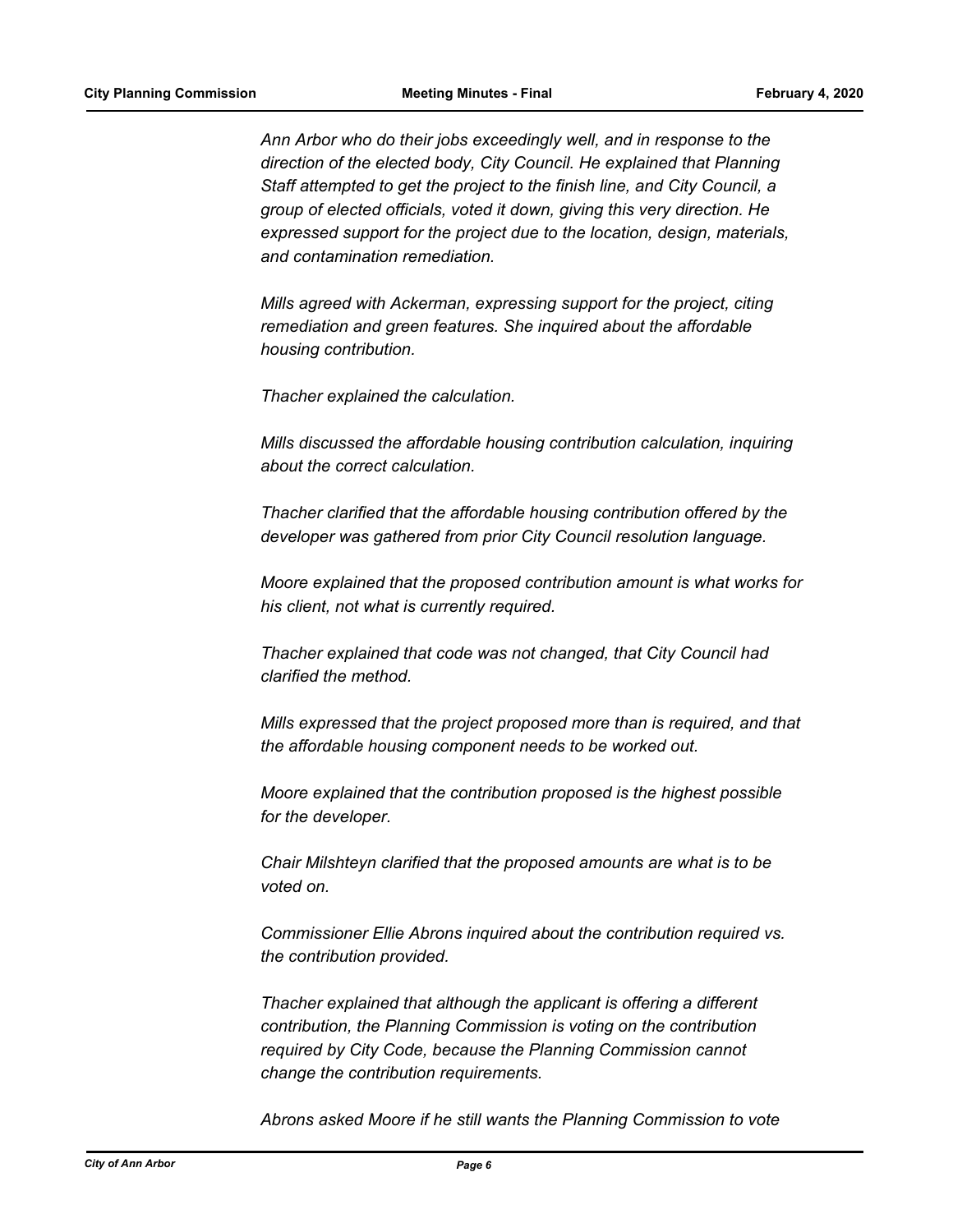*Ann Arbor who do their jobs exceedingly well, and in response to the direction of the elected body, City Council. He explained that Planning Staff attempted to get the project to the finish line, and City Council, a group of elected officials, voted it down, giving this very direction. He expressed support for the project due to the location, design, materials, and contamination remediation.*

*Mills agreed with Ackerman, expressing support for the project, citing remediation and green features. She inquired about the affordable housing contribution.*

*Thacher explained the calculation.*

*Mills discussed the affordable housing contribution calculation, inquiring about the correct calculation.*

*Thacher clarified that the affordable housing contribution offered by the developer was gathered from prior City Council resolution language.*

*Moore explained that the proposed contribution amount is what works for his client, not what is currently required.*

*Thacher explained that code was not changed, that City Council had clarified the method.*

*Mills expressed that the project proposed more than is required, and that the affordable housing component needs to be worked out.*

*Moore explained that the contribution proposed is the highest possible for the developer.*

*Chair Milshteyn clarified that the proposed amounts are what is to be voted on.*

*Commissioner Ellie Abrons inquired about the contribution required vs. the contribution provided.*

*Thacher explained that although the applicant is offering a different contribution, the Planning Commission is voting on the contribution required by City Code, because the Planning Commission cannot change the contribution requirements.*

*Abrons asked Moore if he still wants the Planning Commission to vote*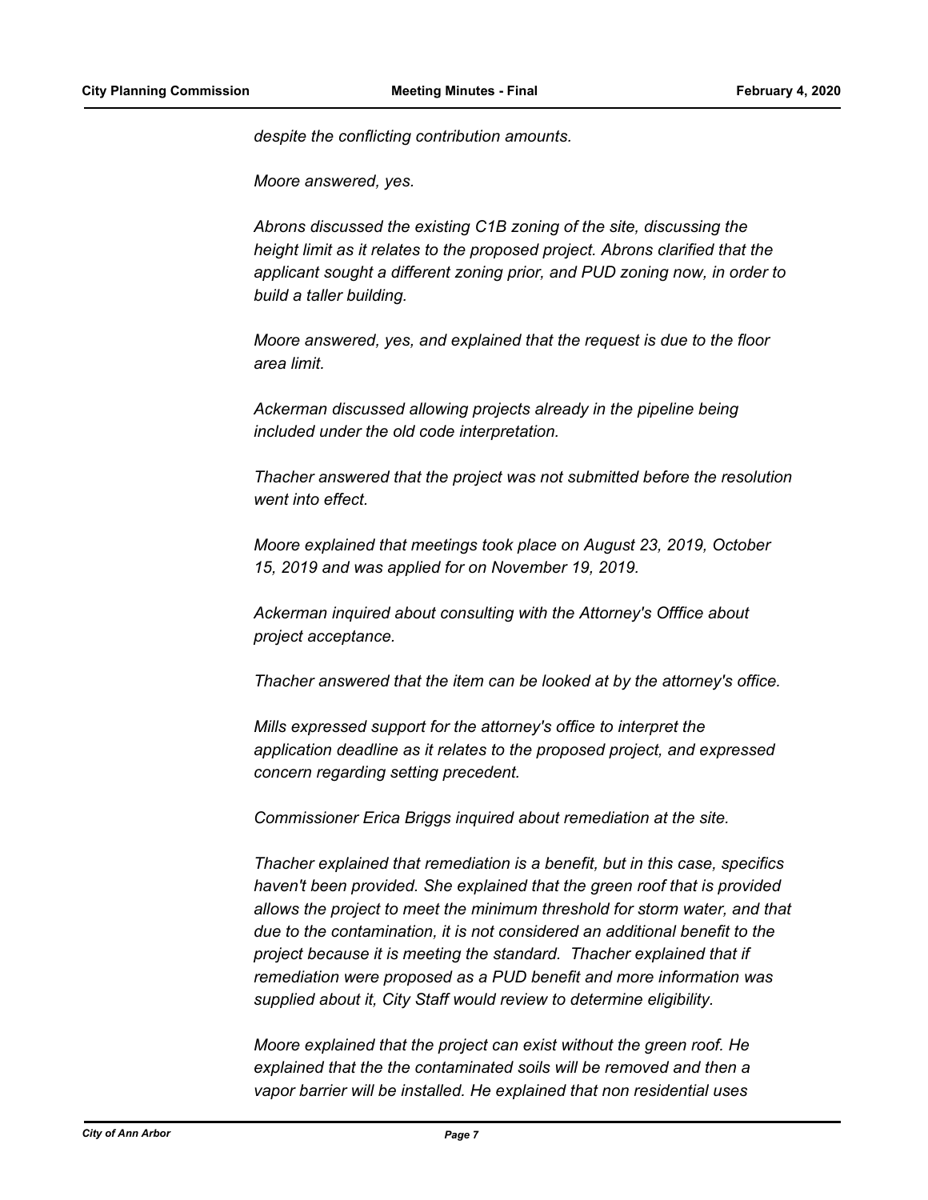*despite the conflicting contribution amounts.*

*Moore answered, yes.*

*Abrons discussed the existing C1B zoning of the site, discussing the height limit as it relates to the proposed project. Abrons clarified that the applicant sought a different zoning prior, and PUD zoning now, in order to build a taller building.*

*Moore answered, yes, and explained that the request is due to the floor area limit.*

*Ackerman discussed allowing projects already in the pipeline being included under the old code interpretation.*

*Thacher answered that the project was not submitted before the resolution went into effect.*

*Moore explained that meetings took place on August 23, 2019, October 15, 2019 and was applied for on November 19, 2019.*

*Ackerman inquired about consulting with the Attorney's Offfice about project acceptance.*

*Thacher answered that the item can be looked at by the attorney's office.*

*Mills expressed support for the attorney's office to interpret the application deadline as it relates to the proposed project, and expressed concern regarding setting precedent.*

*Commissioner Erica Briggs inquired about remediation at the site.*

*Thacher explained that remediation is a benefit, but in this case, specifics haven't been provided. She explained that the green roof that is provided allows the project to meet the minimum threshold for storm water, and that due to the contamination, it is not considered an additional benefit to the project because it is meeting the standard. Thacher explained that if remediation were proposed as a PUD benefit and more information was supplied about it, City Staff would review to determine eligibility.*

*Moore explained that the project can exist without the green roof. He explained that the the contaminated soils will be removed and then a vapor barrier will be installed. He explained that non residential uses*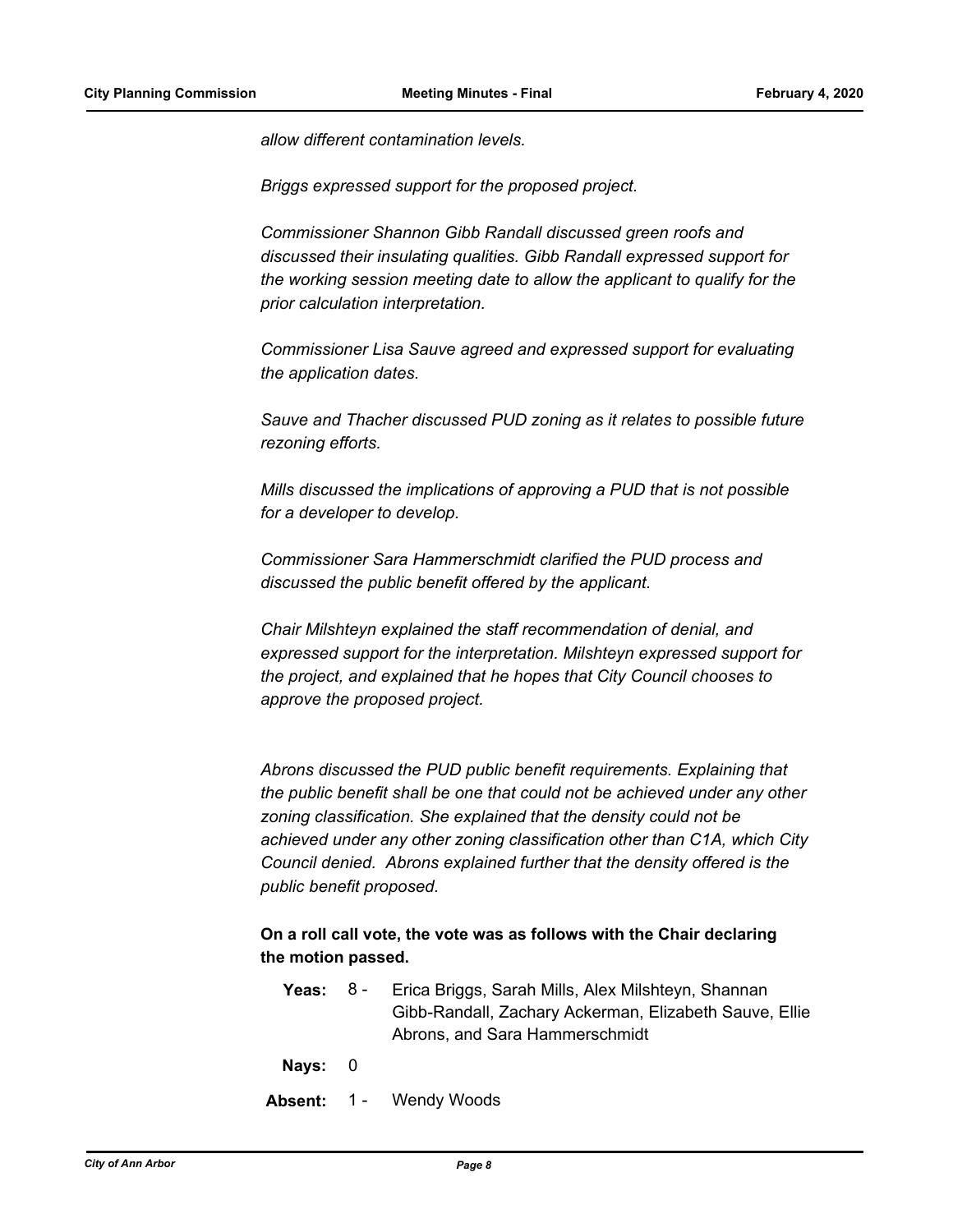*allow different contamination levels.*

*Briggs expressed support for the proposed project.*

*Commissioner Shannon Gibb Randall discussed green roofs and discussed their insulating qualities. Gibb Randall expressed support for the working session meeting date to allow the applicant to qualify for the prior calculation interpretation.*

*Commissioner Lisa Sauve agreed and expressed support for evaluating the application dates.*

*Sauve and Thacher discussed PUD zoning as it relates to possible future rezoning efforts.*

*Mills discussed the implications of approving a PUD that is not possible for a developer to develop.*

*Commissioner Sara Hammerschmidt clarified the PUD process and discussed the public benefit offered by the applicant.*

*Chair Milshteyn explained the staff recommendation of denial, and expressed support for the interpretation. Milshteyn expressed support for the project, and explained that he hopes that City Council chooses to approve the proposed project.*

*Abrons discussed the PUD public benefit requirements. Explaining that the public benefit shall be one that could not be achieved under any other zoning classification. She explained that the density could not be achieved under any other zoning classification other than C1A, which City Council denied. Abrons explained further that the density offered is the public benefit proposed.*

**On a roll call vote, the vote was as follows with the Chair declaring the motion passed.**

**Yeas:** 8 - Erica Briggs, Sarah Mills, Alex Milshteyn, Shannan Gibb-Randall, Zachary Ackerman, Elizabeth Sauve, Ellie Abrons, and Sara Hammerschmidt

**Nays:** 0

**Absent:** 1 - Wendy Woods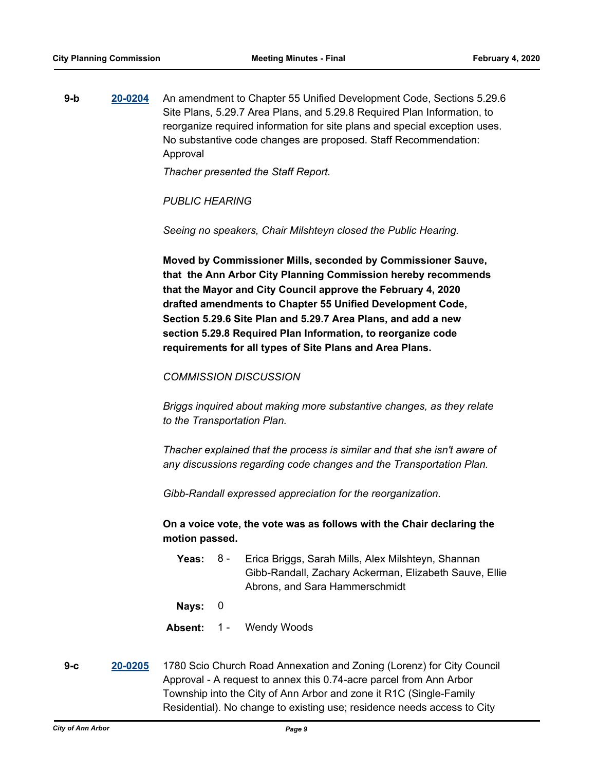**9-b** **[20-0204](#)** An amendment to Chapter 55 Unified Development Code, Sections 5.29.6 Site Plans, 5.29.7 Area Plans, and 5.29.8 Required Plan Information, to reorganize required information for site plans and special exception uses. No substantive code changes are proposed. Staff Recommendation: Approval

*Thacher presented the Staff Report.*

*PUBLIC HEARING*

*Seeing no speakers, Chair Milshteyn closed the Public Hearing.*

**Moved by Commissioner Mills, seconded by Commissioner Sauve, that the Ann Arbor City Planning Commission hereby recommends that the Mayor and City Council approve the February 4, 2020 drafted amendments to Chapter 55 Unified Development Code, Section 5.29.6 Site Plan and 5.29.7 Area Plans, and add a new section 5.29.8 Required Plan Information, to reorganize code requirements for all types of Site Plans and Area Plans.**

*COMMISSION DISCUSSION*

*Briggs inquired about making more substantive changes, as they relate to the Transportation Plan.*

*Thacher explained that the process is similar and that she isn't aware of any discussions regarding code changes and the Transportation Plan.*

*Gibb-Randall expressed appreciation for the reorganization.*

**On a voice vote, the vote was as follows with the Chair declaring the motion passed.**

**Yeas:** 8 - Erica Briggs, Sarah Mills, Alex Milshteyn, Shannan Gibb-Randall, Zachary Ackerman, Elizabeth Sauve, Ellie Abrons, and Sara Hammerschmidt

**Nays:** 0

**Absent:** 1 - Wendy Woods

**9-c** **[20-0205](#)** 1780 Scio Church Road Annexation and Zoning (Lorenz) for City Council Approval - A request to annex this 0.74-acre parcel from Ann Arbor Township into the City of Ann Arbor and zone it R1C (Single-Family Residential). No change to existing use; residence needs access to City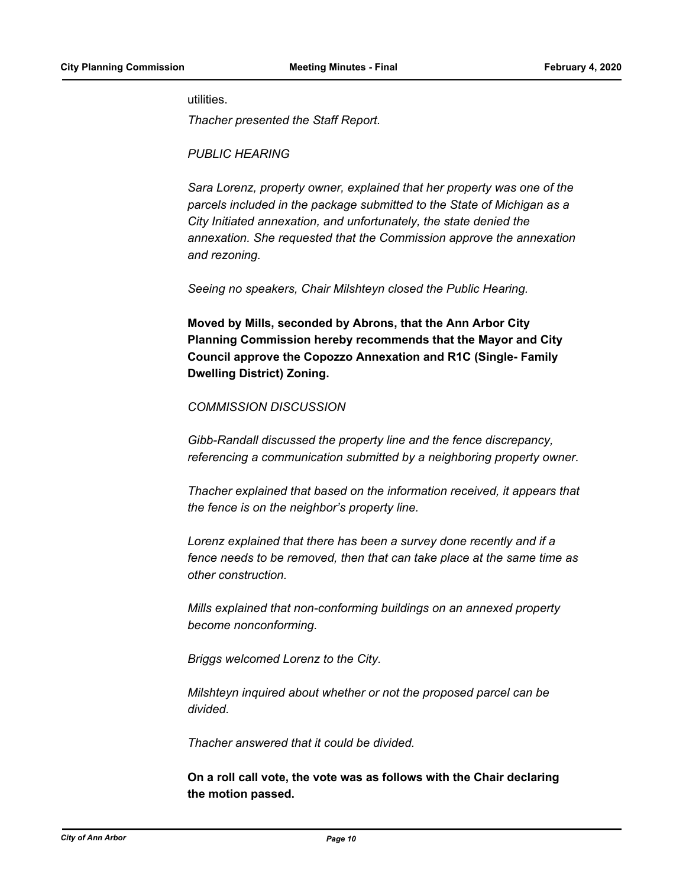utilities.

*Thacher presented the Staff Report.*

*PUBLIC HEARING*

*Sara Lorenz, property owner, explained that her property was one of the parcels included in the package submitted to the State of Michigan as a City Initiated annexation, and unfortunately, the state denied the annexation. She requested that the Commission approve the annexation and rezoning.*

*Seeing no speakers, Chair Milshteyn closed the Public Hearing.*

**Moved by Mills, seconded by Abrons, that the Ann Arbor City Planning Commission hereby recommends that the Mayor and City Council approve the Copozzo Annexation and R1C (Single- Family Dwelling District) Zoning.**

*COMMISSION DISCUSSION*

*Gibb-Randall discussed the property line and the fence discrepancy, referencing a communication submitted by a neighboring property owner.*

*Thacher explained that based on the information received, it appears that the fence is on the neighbor's property line.*

*Lorenz explained that there has been a survey done recently and if a fence needs to be removed, then that can take place at the same time as other construction.*

*Mills explained that non-conforming buildings on an annexed property become nonconforming.*

*Briggs welcomed Lorenz to the City.*

*Milshteyn inquired about whether or not the proposed parcel can be divided.*

*Thacher answered that it could be divided.*

**On a roll call vote, the vote was as follows with the Chair declaring the motion passed.**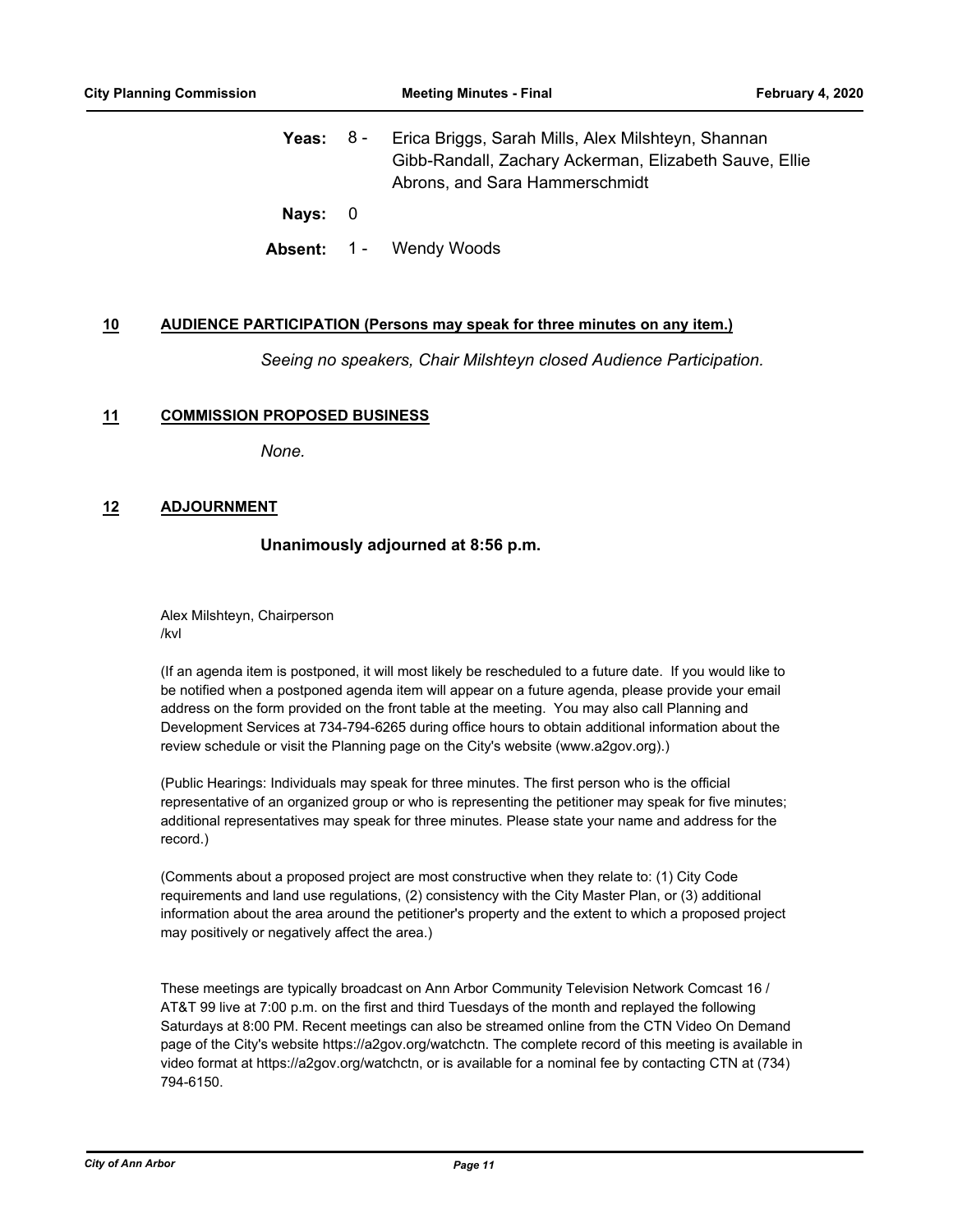**Yeas:** 8 - Erica Briggs, Sarah Mills, Alex Milshteyn, Shannan Gibb-Randall, Zachary Ackerman, Elizabeth Sauve, Ellie Abrons, and Sara Hammerschmidt

**Nays:** 0

**Absent:** 1 - Wendy Woods

## 10 AUDIENCE PARTICIPATION (Persons may speak for three minutes on any item.)

*Seeing no speakers, Chair Milshteyn closed Audience Participation.*

## 11 COMMISSION PROPOSED BUSINESS

*None.*

## 12 ADJOURNMENT

**Unanimously adjourned at 8:56 p.m.**

Alex Milshteyn, Chairperson
/kvl

(If an agenda item is postponed, it will most likely be rescheduled to a future date. If you would like to be notified when a postponed agenda item will appear on a future agenda, please provide your email address on the form provided on the front table at the meeting. You may also call Planning and Development Services at 734-794-6265 during office hours to obtain additional information about the review schedule or visit the Planning page on the City's website (www.a2gov.org).)

(Public Hearings: Individuals may speak for three minutes. The first person who is the official representative of an organized group or who is representing the petitioner may speak for five minutes; additional representatives may speak for three minutes. Please state your name and address for the record.)

(Comments about a proposed project are most constructive when they relate to: (1) City Code requirements and land use regulations, (2) consistency with the City Master Plan, or (3) additional information about the area around the petitioner's property and the extent to which a proposed project may positively or negatively affect the area.)

These meetings are typically broadcast on Ann Arbor Community Television Network Comcast 16 / AT&T 99 live at 7:00 p.m. on the first and third Tuesdays of the month and replayed the following Saturdays at 8:00 PM. Recent meetings can also be streamed online from the CTN Video On Demand page of the City's website https://a2gov.org/watchctn. The complete record of this meeting is available in video format at https://a2gov.org/watchctn, or is available for a nominal fee by contacting CTN at (734) 794-6150.